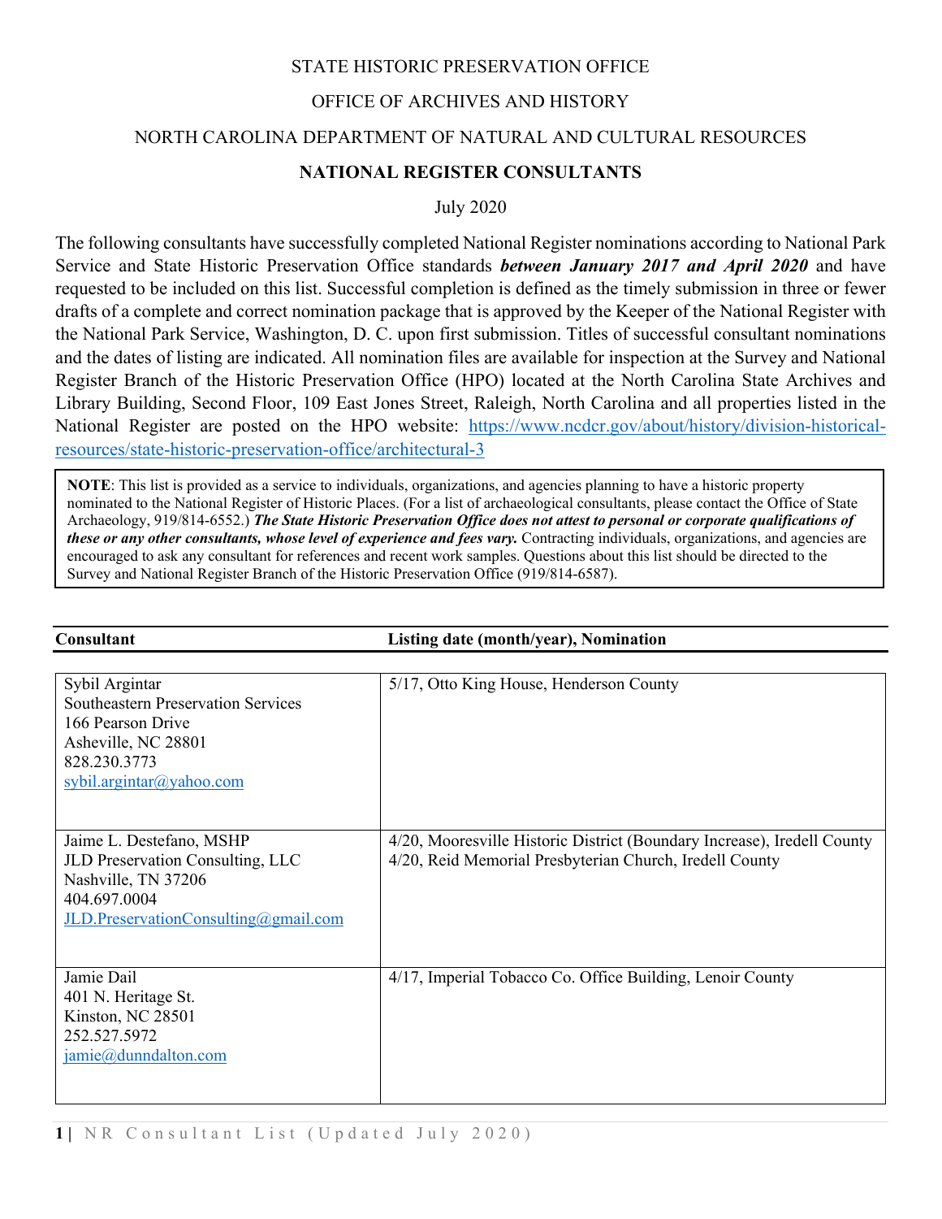STATE HISTORIC PRESERVATION OFFICE

OFFICE OF ARCHIVES AND HISTORY

NORTH CAROLINA DEPARTMENT OF NATURAL AND CULTURAL RESOURCES

# NATIONAL REGISTER CONSULTANTS

July 2020

The following consultants have successfully completed National Register nominations according to National Park Service and State Historic Preservation Office standards ***between January 2017 and April 2020*** and have requested to be included on this list. Successful completion is defined as the timely submission in three or fewer drafts of a complete and correct nomination package that is approved by the Keeper of the National Register with the National Park Service, Washington, D. C. upon first submission. Titles of successful consultant nominations and the dates of listing are indicated. All nomination files are available for inspection at the Survey and National Register Branch of the Historic Preservation Office (HPO) located at the North Carolina State Archives and Library Building, Second Floor, 109 East Jones Street, Raleigh, North Carolina and all properties listed in the National Register are posted on the HPO website: https://www.ncdcr.gov/about/history/division-historical-resources/state-historic-preservation-office/architectural-3

> **NOTE**: This list is provided as a service to individuals, organizations, and agencies planning to have a historic property nominated to the National Register of Historic Places. (For a list of archaeological consultants, please contact the Office of State Archaeology, 919/814-6552.) ***The State Historic Preservation Office does not attest to personal or corporate qualifications of these or any other consultants, whose level of experience and fees vary.*** Contracting individuals, organizations, and agencies are encouraged to ask any consultant for references and recent work samples. Questions about this list should be directed to the Survey and National Register Branch of the Historic Preservation Office (919/814-6587).

| Consultant | Listing date (month/year), Nomination |
|---|---|
| Sybil Argintar<br>Southeastern Preservation Services<br>166 Pearson Drive<br>Asheville, NC 28801<br>828.230.3773<br>sybil.argintar@yahoo.com | 5/17, Otto King House, Henderson County |
| Jaime L. Destefano, MSHP<br>JLD Preservation Consulting, LLC<br>Nashville, TN 37206<br>404.697.0004<br>JLD.PreservationConsulting@gmail.com | 4/20, Mooresville Historic District (Boundary Increase), Iredell County<br>4/20, Reid Memorial Presbyterian Church, Iredell County |
| Jamie Dail<br>401 N. Heritage St.<br>Kinston, NC 28501<br>252.527.5972<br>jamie@dunndalton.com | 4/17, Imperial Tobacco Co. Office Building, Lenoir County |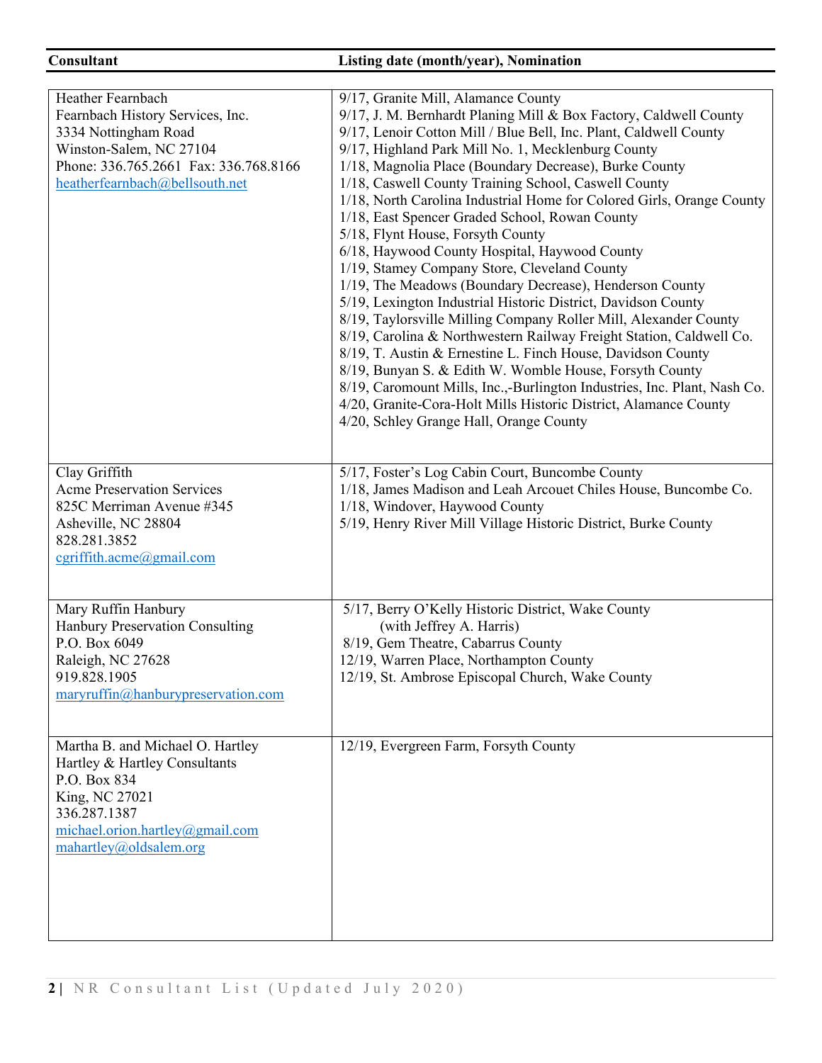| Consultant | Listing date (month/year), Nomination |
|---|---|
| Heather Fearnbach<br>Fearnbach History Services, Inc.<br>3334 Nottingham Road<br>Winston-Salem, NC 27104<br>Phone: 336.765.2661 Fax: 336.768.8166<br>heatherfearnbach@bellsouth.net | 9/17, Granite Mill, Alamance County<br>9/17, J. M. Bernhardt Planing Mill & Box Factory, Caldwell County<br>9/17, Lenoir Cotton Mill / Blue Bell, Inc. Plant, Caldwell County<br>9/17, Highland Park Mill No. 1, Mecklenburg County<br>1/18, Magnolia Place (Boundary Decrease), Burke County<br>1/18, Caswell County Training School, Caswell County<br>1/18, North Carolina Industrial Home for Colored Girls, Orange County<br>1/18, East Spencer Graded School, Rowan County<br>5/18, Flynt House, Forsyth County<br>6/18, Haywood County Hospital, Haywood County<br>1/19, Stamey Company Store, Cleveland County<br>1/19, The Meadows (Boundary Decrease), Henderson County<br>5/19, Lexington Industrial Historic District, Davidson County<br>8/19, Taylorsville Milling Company Roller Mill, Alexander County<br>8/19, Carolina & Northwestern Railway Freight Station, Caldwell Co.<br>8/19, T. Austin & Ernestine L. Finch House, Davidson County<br>8/19, Bunyan S. & Edith W. Womble House, Forsyth County<br>8/19, Caromount Mills, Inc.,-Burlington Industries, Inc. Plant, Nash Co.<br>4/20, Granite-Cora-Holt Mills Historic District, Alamance County<br>4/20, Schley Grange Hall, Orange County |
| Clay Griffith<br>Acme Preservation Services<br>825C Merriman Avenue #345<br>Asheville, NC 28804<br>828.281.3852<br>cgriffith.acme@gmail.com | 5/17, Foster's Log Cabin Court, Buncombe County<br>1/18, James Madison and Leah Arcouet Chiles House, Buncombe Co.<br>1/18, Windover, Haywood County<br>5/19, Henry River Mill Village Historic District, Burke County |
| Mary Ruffin Hanbury<br>Hanbury Preservation Consulting<br>P.O. Box 6049<br>Raleigh, NC 27628<br>919.828.1905<br>maryruffin@hanburypreservation.com | 5/17, Berry O'Kelly Historic District, Wake County (with Jeffrey A. Harris)<br>8/19, Gem Theatre, Cabarrus County<br>12/19, Warren Place, Northampton County<br>12/19, St. Ambrose Episcopal Church, Wake County |
| Martha B. and Michael O. Hartley<br>Hartley & Hartley Consultants<br>P.O. Box 834<br>King, NC 27021<br>336.287.1387<br>michael.orion.hartley@gmail.com<br>mahartley@oldsalem.org | 12/19, Evergreen Farm, Forsyth County |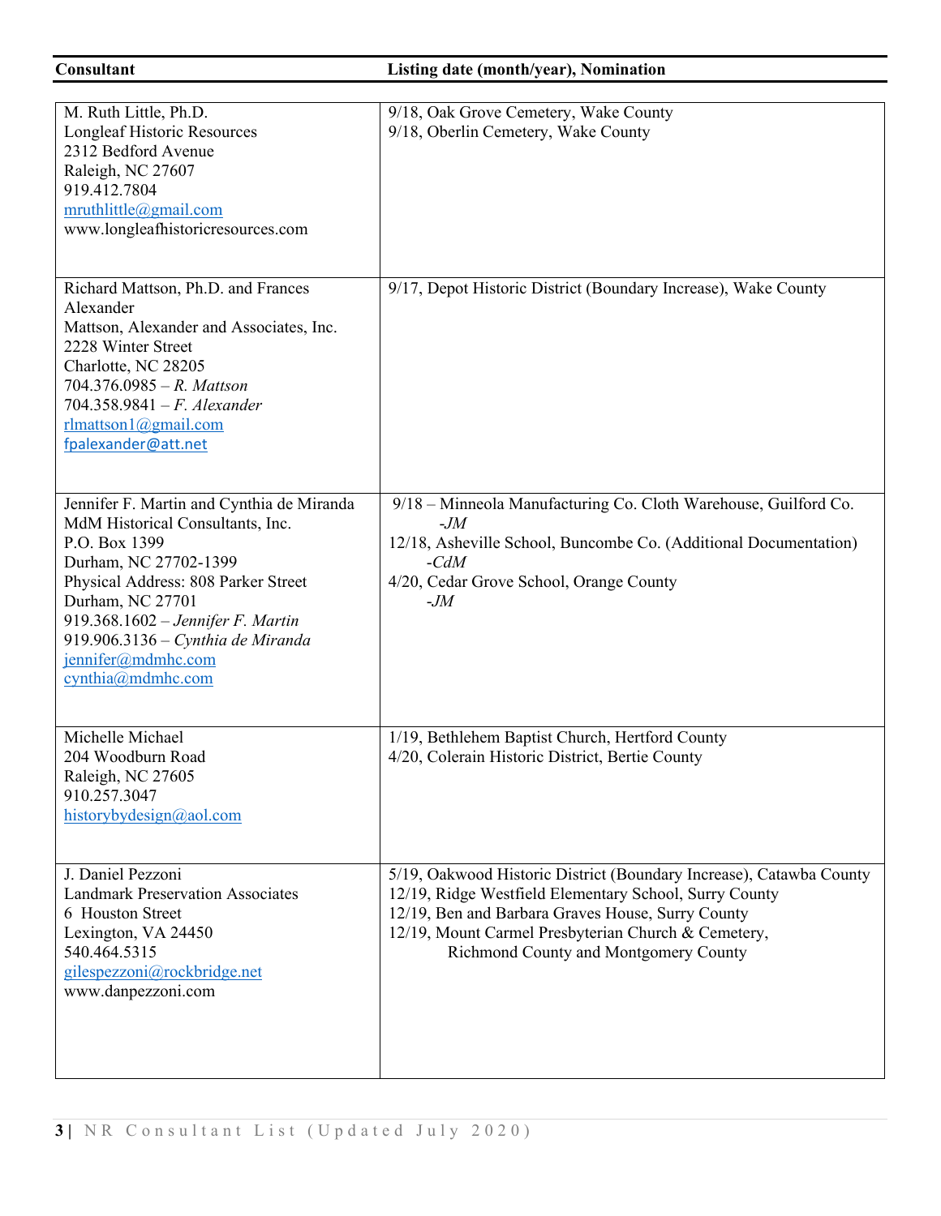| Consultant | Listing date (month/year), Nomination |
|---|---|
| M. Ruth Little, Ph.D.<br>Longleaf Historic Resources<br>2312 Bedford Avenue<br>Raleigh, NC 27607<br>919.412.7804<br>mruthlittle@gmail.com<br>www.longleafhistoricresources.com | 9/18, Oak Grove Cemetery, Wake County<br>9/18, Oberlin Cemetery, Wake County |
| Richard Mattson, Ph.D. and Frances Alexander<br>Mattson, Alexander and Associates, Inc.<br>2228 Winter Street<br>Charlotte, NC 28205<br>704.376.0985 – *R. Mattson*<br>704.358.9841 – *F. Alexander*<br>rlmattson1@gmail.com<br>fpalexander@att.net | 9/17, Depot Historic District (Boundary Increase), Wake County |
| Jennifer F. Martin and Cynthia de Miranda<br>MdM Historical Consultants, Inc.<br>P.O. Box 1399<br>Durham, NC 27702-1399<br>Physical Address: 808 Parker Street<br>Durham, NC 27701<br>919.368.1602 – *Jennifer F. Martin*<br>919.906.3136 – *Cynthia de Miranda*<br>jennifer@mdmhc.com<br>cynthia@mdmhc.com | 9/18 – Minneola Manufacturing Co. Cloth Warehouse, Guilford Co. *-JM*<br>12/18, Asheville School, Buncombe Co. (Additional Documentation) *-CdM*<br>4/20, Cedar Grove School, Orange County *-JM* |
| Michelle Michael<br>204 Woodburn Road<br>Raleigh, NC 27605<br>910.257.3047<br>historybydesign@aol.com | 1/19, Bethlehem Baptist Church, Hertford County<br>4/20, Colerain Historic District, Bertie County |
| J. Daniel Pezzoni<br>Landmark Preservation Associates<br>6 Houston Street<br>Lexington, VA 24450<br>540.464.5315<br>gilespezzoni@rockbridge.net<br>www.danpezzoni.com | 5/19, Oakwood Historic District (Boundary Increase), Catawba County<br>12/19, Ridge Westfield Elementary School, Surry County<br>12/19, Ben and Barbara Graves House, Surry County<br>12/19, Mount Carmel Presbyterian Church & Cemetery, Richmond County and Montgomery County |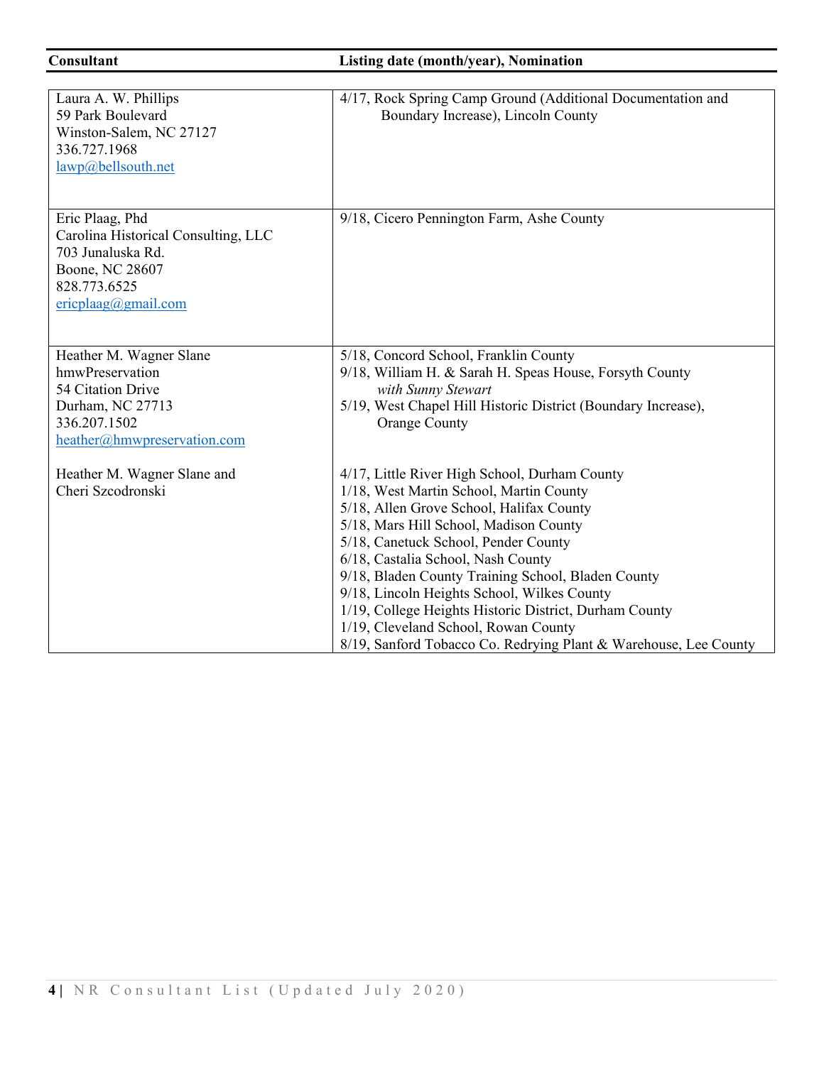| Consultant | Listing date (month/year), Nomination |
| --- | --- |
| Laura A. W. Phillips<br>59 Park Boulevard<br>Winston-Salem, NC 27127<br>336.727.1968<br>lawp@bellsouth.net | 4/17, Rock Spring Camp Ground (Additional Documentation and Boundary Increase), Lincoln County |
| Eric Plaag, Phd<br>Carolina Historical Consulting, LLC<br>703 Junaluska Rd.<br>Boone, NC 28607<br>828.773.6525<br>ericplaag@gmail.com | 9/18, Cicero Pennington Farm, Ashe County |
| Heather M. Wagner Slane<br>hmwPreservation<br>54 Citation Drive<br>Durham, NC 27713<br>336.207.1502<br>heather@hmwpreservation.com | 5/18, Concord School, Franklin County<br>9/18, William H. & Sarah H. Speas House, Forsyth County *with Sunny Stewart*<br>5/19, West Chapel Hill Historic District (Boundary Increase), Orange County |
| Heather M. Wagner Slane and Cheri Szcodronski | 4/17, Little River High School, Durham County<br>1/18, West Martin School, Martin County<br>5/18, Allen Grove School, Halifax County<br>5/18, Mars Hill School, Madison County<br>5/18, Canetuck School, Pender County<br>6/18, Castalia School, Nash County<br>9/18, Bladen County Training School, Bladen County<br>9/18, Lincoln Heights School, Wilkes County<br>1/19, College Heights Historic District, Durham County<br>1/19, Cleveland School, Rowan County<br>8/19, Sanford Tobacco Co. Redrying Plant & Warehouse, Lee County |